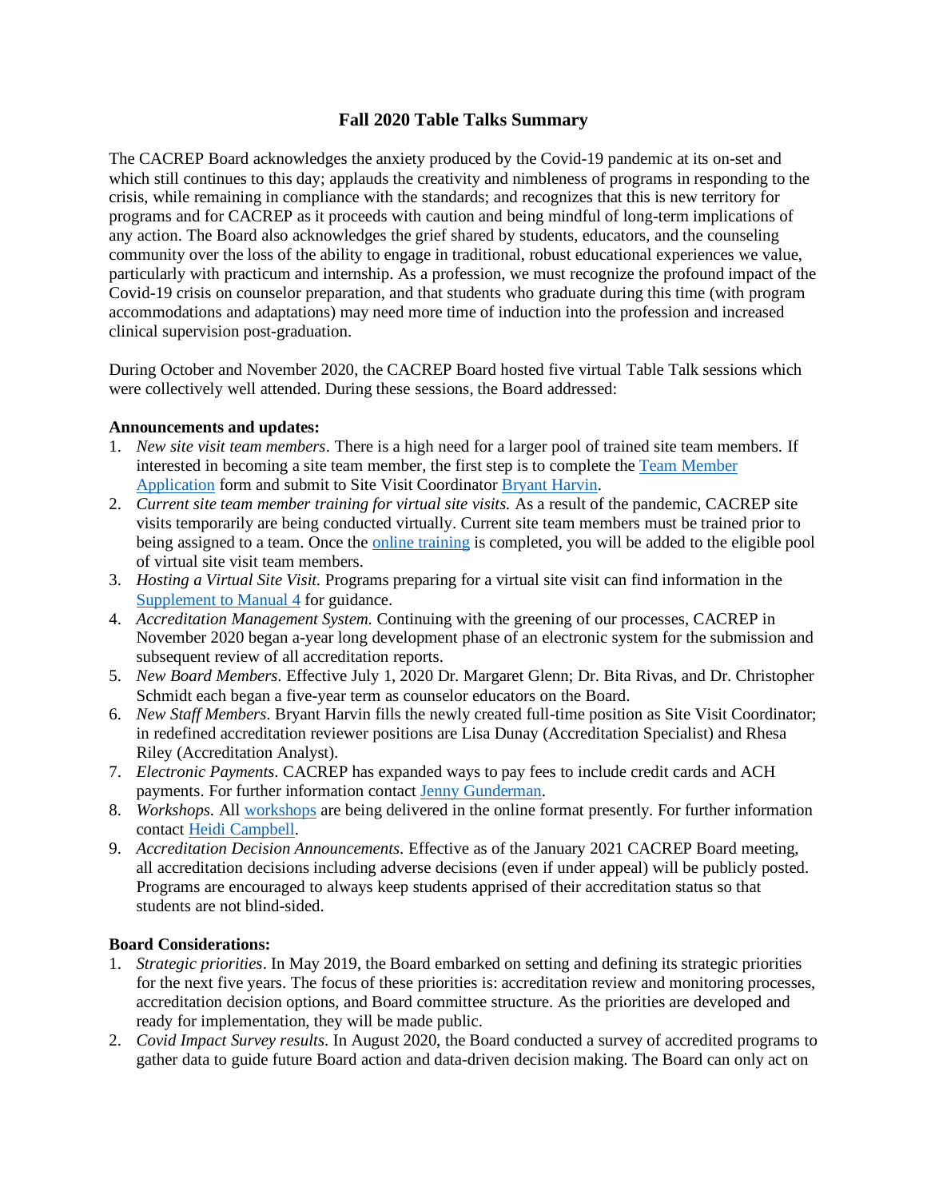# Fall 2020 Table Talks Summary

The CACREP Board acknowledges the anxiety produced by the Covid-19 pandemic at its on-set and which still continues to this day; applauds the creativity and nimbleness of programs in responding to the crisis, while remaining in compliance with the standards; and recognizes that this is new territory for programs and for CACREP as it proceeds with caution and being mindful of long-term implications of any action. The Board also acknowledges the grief shared by students, educators, and the counseling community over the loss of the ability to engage in traditional, robust educational experiences we value, particularly with practicum and internship. As a profession, we must recognize the profound impact of the Covid-19 crisis on counselor preparation, and that students who graduate during this time (with program accommodations and adaptations) may need more time of induction into the profession and increased clinical supervision post-graduation.

During October and November 2020, the CACREP Board hosted five virtual Table Talk sessions which were collectively well attended. During these sessions, the Board addressed:

**Announcements and updates:**

1. *New site visit team members*. There is a high need for a larger pool of trained site team members. If interested in becoming a site team member, the first step is to complete the Team Member Application form and submit to Site Visit Coordinator Bryant Harvin.
2. *Current site team member training for virtual site visits.* As a result of the pandemic, CACREP site visits temporarily are being conducted virtually. Current site team members must be trained prior to being assigned to a team. Once the online training is completed, you will be added to the eligible pool of virtual site visit team members.
3. *Hosting a Virtual Site Visit.* Programs preparing for a virtual site visit can find information in the Supplement to Manual 4 for guidance.
4. *Accreditation Management System.* Continuing with the greening of our processes, CACREP in November 2020 began a-year long development phase of an electronic system for the submission and subsequent review of all accreditation reports.
5. *New Board Members*. Effective July 1, 2020 Dr. Margaret Glenn; Dr. Bita Rivas, and Dr. Christopher Schmidt each began a five-year term as counselor educators on the Board.
6. *New Staff Members*. Bryant Harvin fills the newly created full-time position as Site Visit Coordinator; in redefined accreditation reviewer positions are Lisa Dunay (Accreditation Specialist) and Rhesa Riley (Accreditation Analyst).
7. *Electronic Payments*. CACREP has expanded ways to pay fees to include credit cards and ACH payments. For further information contact Jenny Gunderman.
8. *Workshops*. All workshops are being delivered in the online format presently. For further information contact Heidi Campbell.
9. *Accreditation Decision Announcements*. Effective as of the January 2021 CACREP Board meeting, all accreditation decisions including adverse decisions (even if under appeal) will be publicly posted. Programs are encouraged to always keep students apprised of their accreditation status so that students are not blind-sided.

**Board Considerations:**

1. *Strategic priorities*. In May 2019, the Board embarked on setting and defining its strategic priorities for the next five years. The focus of these priorities is: accreditation review and monitoring processes, accreditation decision options, and Board committee structure. As the priorities are developed and ready for implementation, they will be made public.
2. *Covid Impact Survey results*. In August 2020, the Board conducted a survey of accredited programs to gather data to guide future Board action and data-driven decision making. The Board can only act on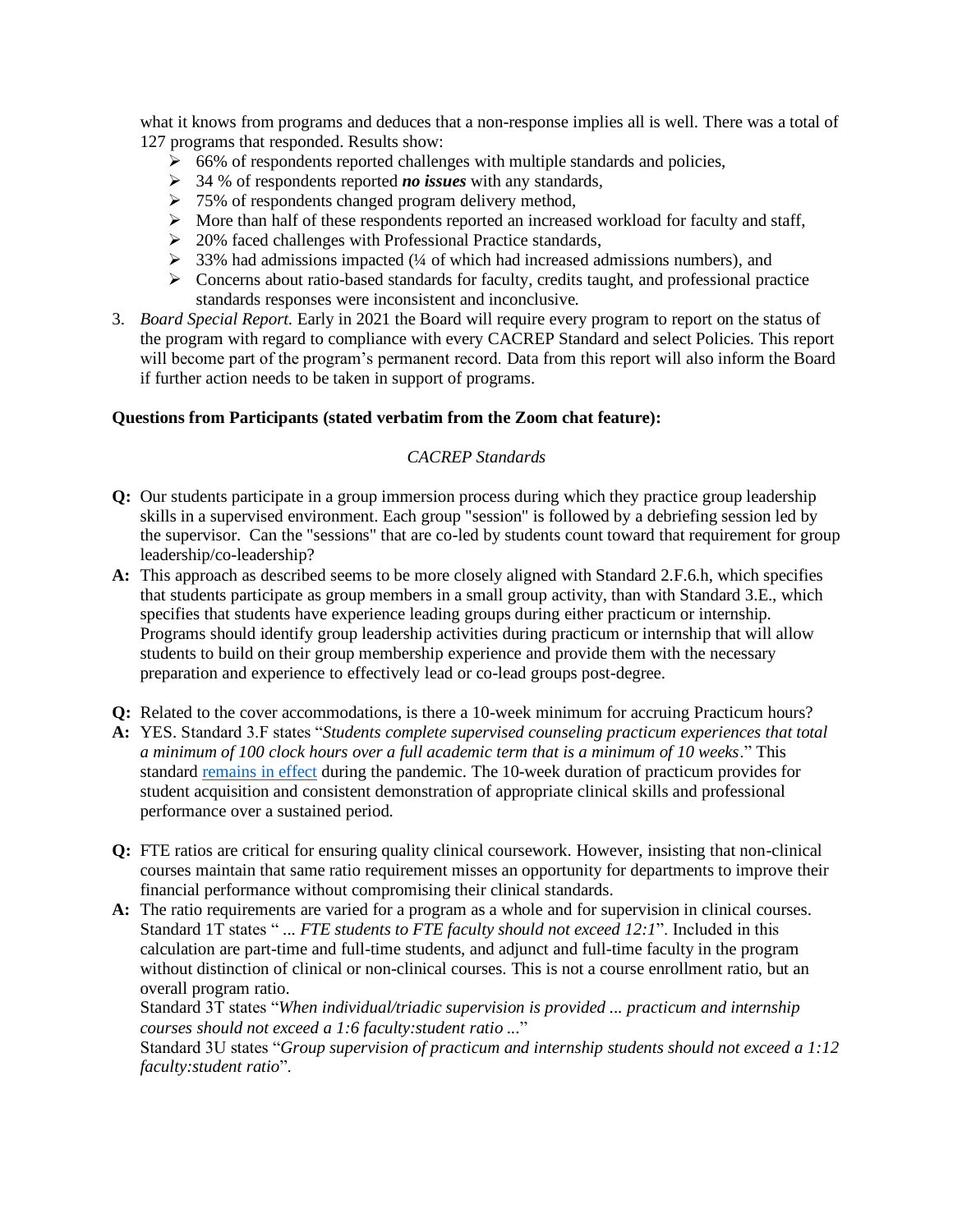what it knows from programs and deduces that a non-response implies all is well. There was a total of 127 programs that responded. Results show:

- 66% of respondents reported challenges with multiple standards and policies,
- 34 % of respondents reported ***no issues*** with any standards,
- 75% of respondents changed program delivery method,
- More than half of these respondents reported an increased workload for faculty and staff,
- 20% faced challenges with Professional Practice standards,
- 33% had admissions impacted (¼ of which had increased admissions numbers), and
- Concerns about ratio-based standards for faculty, credits taught, and professional practice standards responses were inconsistent and inconclusive.

3. *Board Special Report.* Early in 2021 the Board will require every program to report on the status of the program with regard to compliance with every CACREP Standard and select Policies. This report will become part of the program's permanent record. Data from this report will also inform the Board if further action needs to be taken in support of programs.

**Questions from Participants (stated verbatim from the Zoom chat feature):**

*CACREP Standards*

**Q:** Our students participate in a group immersion process during which they practice group leadership skills in a supervised environment. Each group "session" is followed by a debriefing session led by the supervisor. Can the "sessions" that are co-led by students count toward that requirement for group leadership/co-leadership?

**A:** This approach as described seems to be more closely aligned with Standard 2.F.6.h, which specifies that students participate as group members in a small group activity, than with Standard 3.E., which specifies that students have experience leading groups during either practicum or internship. Programs should identify group leadership activities during practicum or internship that will allow students to build on their group membership experience and provide them with the necessary preparation and experience to effectively lead or co-lead groups post-degree.

**Q:** Related to the cover accommodations, is there a 10-week minimum for accruing Practicum hours?

**A:** YES. Standard 3.F states "*Students complete supervised counseling practicum experiences that total a minimum of 100 clock hours over a full academic term that is a minimum of 10 weeks*." This standard remains in effect during the pandemic. The 10-week duration of practicum provides for student acquisition and consistent demonstration of appropriate clinical skills and professional performance over a sustained period.

**Q:** FTE ratios are critical for ensuring quality clinical coursework. However, insisting that non-clinical courses maintain that same ratio requirement misses an opportunity for departments to improve their financial performance without compromising their clinical standards.

**A:** The ratio requirements are varied for a program as a whole and for supervision in clinical courses. Standard 1T states " *... FTE students to FTE faculty should not exceed 12:1*". Included in this calculation are part-time and full-time students, and adjunct and full-time faculty in the program without distinction of clinical or non-clinical courses. This is not a course enrollment ratio, but an overall program ratio.
Standard 3T states "*When individual/triadic supervision is provided ... practicum and internship courses should not exceed a 1:6 faculty:student ratio ...*"
Standard 3U states "*Group supervision of practicum and internship students should not exceed a 1:12 faculty:student ratio*".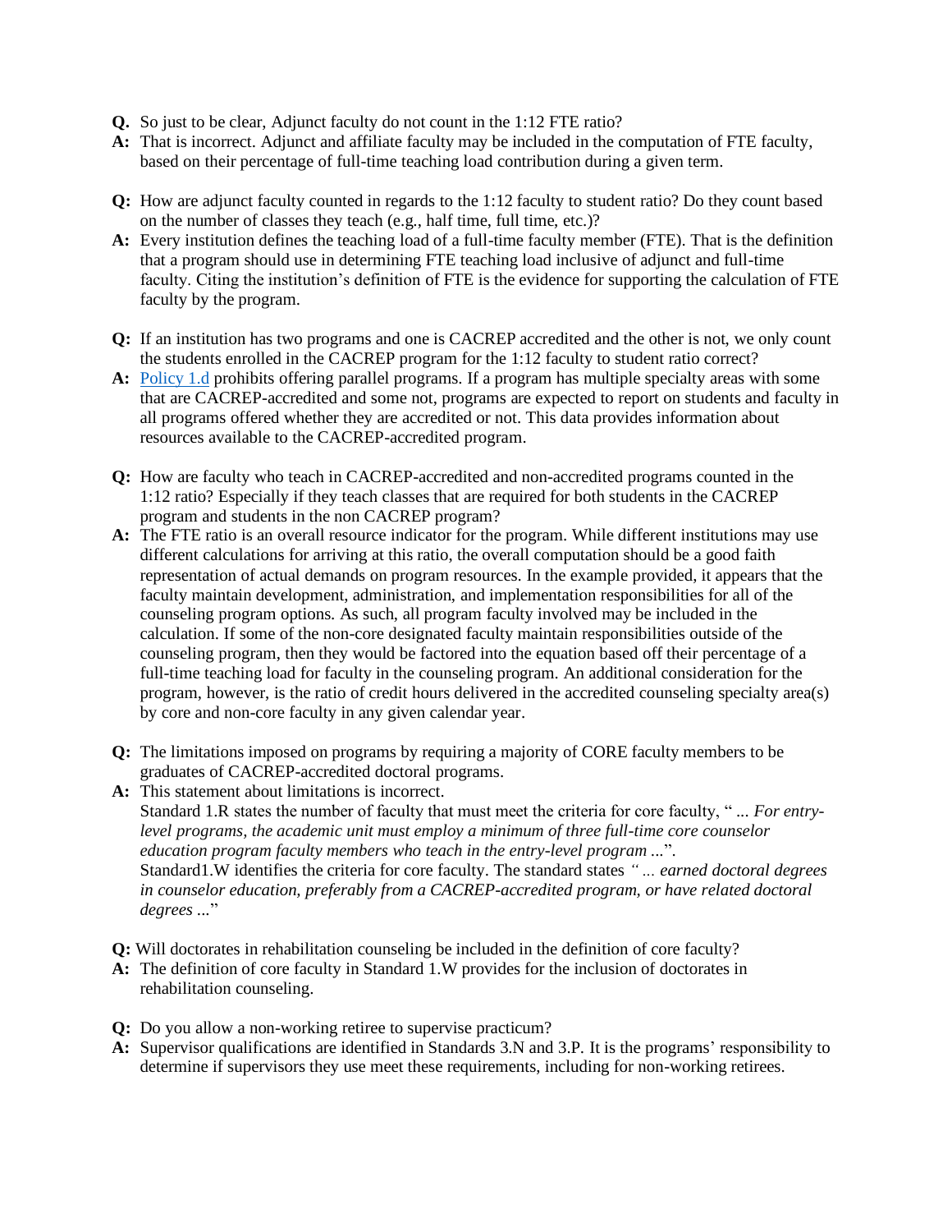**Q.** So just to be clear, Adjunct faculty do not count in the 1:12 FTE ratio?

**A:** That is incorrect. Adjunct and affiliate faculty may be included in the computation of FTE faculty, based on their percentage of full-time teaching load contribution during a given term.

**Q:** How are adjunct faculty counted in regards to the 1:12 faculty to student ratio? Do they count based on the number of classes they teach (e.g., half time, full time, etc.)?

**A:** Every institution defines the teaching load of a full-time faculty member (FTE). That is the definition that a program should use in determining FTE teaching load inclusive of adjunct and full-time faculty. Citing the institution's definition of FTE is the evidence for supporting the calculation of FTE faculty by the program.

**Q:** If an institution has two programs and one is CACREP accredited and the other is not, we only count the students enrolled in the CACREP program for the 1:12 faculty to student ratio correct?

**A:** Policy 1.d prohibits offering parallel programs. If a program has multiple specialty areas with some that are CACREP-accredited and some not, programs are expected to report on students and faculty in all programs offered whether they are accredited or not. This data provides information about resources available to the CACREP-accredited program.

**Q:** How are faculty who teach in CACREP-accredited and non-accredited programs counted in the 1:12 ratio? Especially if they teach classes that are required for both students in the CACREP program and students in the non CACREP program?

**A:** The FTE ratio is an overall resource indicator for the program. While different institutions may use different calculations for arriving at this ratio, the overall computation should be a good faith representation of actual demands on program resources. In the example provided, it appears that the faculty maintain development, administration, and implementation responsibilities for all of the counseling program options. As such, all program faculty involved may be included in the calculation. If some of the non-core designated faculty maintain responsibilities outside of the counseling program, then they would be factored into the equation based off their percentage of a full-time teaching load for faculty in the counseling program. An additional consideration for the program, however, is the ratio of credit hours delivered in the accredited counseling specialty area(s) by core and non-core faculty in any given calendar year.

**Q:** The limitations imposed on programs by requiring a majority of CORE faculty members to be graduates of CACREP-accredited doctoral programs.

**A:** This statement about limitations is incorrect.
Standard 1.R states the number of faculty that must meet the criteria for core faculty, " ... *For entry-level programs, the academic unit must employ a minimum of three full-time core counselor education program faculty members who teach in the entry-level program* ...".
Standard1.W identifies the criteria for core faculty. The standard states *" ... earned doctoral degrees in counselor education, preferably from a CACREP-accredited program, or have related doctoral degrees ...*"

**Q:** Will doctorates in rehabilitation counseling be included in the definition of core faculty?

**A:** The definition of core faculty in Standard 1.W provides for the inclusion of doctorates in rehabilitation counseling.

**Q:** Do you allow a non-working retiree to supervise practicum?

**A:** Supervisor qualifications are identified in Standards 3.N and 3.P. It is the programs' responsibility to determine if supervisors they use meet these requirements, including for non-working retirees.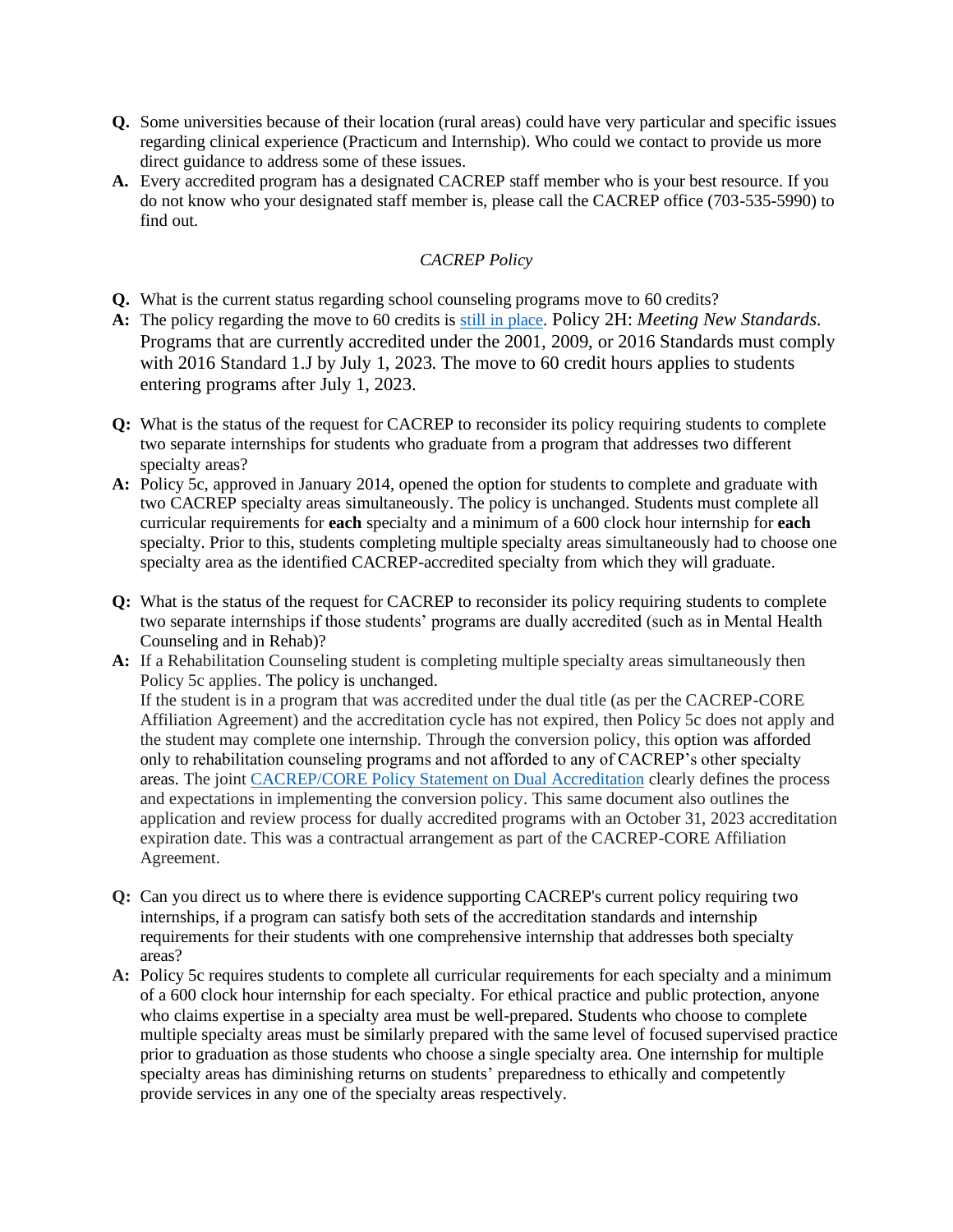**Q.** Some universities because of their location (rural areas) could have very particular and specific issues regarding clinical experience (Practicum and Internship). Who could we contact to provide us more direct guidance to address some of these issues.

**A.** Every accredited program has a designated CACREP staff member who is your best resource. If you do not know who your designated staff member is, please call the CACREP office (703-535-5990) to find out.

*CACREP Policy*

**Q.** What is the current status regarding school counseling programs move to 60 credits?

**A:** The policy regarding the move to 60 credits is still in place. Policy 2H: *Meeting New Standards*. Programs that are currently accredited under the 2001, 2009, or 2016 Standards must comply with 2016 Standard 1.J by July 1, 2023. The move to 60 credit hours applies to students entering programs after July 1, 2023.

**Q:** What is the status of the request for CACREP to reconsider its policy requiring students to complete two separate internships for students who graduate from a program that addresses two different specialty areas?

**A:** Policy 5c, approved in January 2014, opened the option for students to complete and graduate with two CACREP specialty areas simultaneously. The policy is unchanged. Students must complete all curricular requirements for **each** specialty and a minimum of a 600 clock hour internship for **each** specialty. Prior to this, students completing multiple specialty areas simultaneously had to choose one specialty area as the identified CACREP-accredited specialty from which they will graduate.

**Q:** What is the status of the request for CACREP to reconsider its policy requiring students to complete two separate internships if those students' programs are dually accredited (such as in Mental Health Counseling and in Rehab)?

**A:** If a Rehabilitation Counseling student is completing multiple specialty areas simultaneously then Policy 5c applies. The policy is unchanged.
If the student is in a program that was accredited under the dual title (as per the CACREP-CORE Affiliation Agreement) and the accreditation cycle has not expired, then Policy 5c does not apply and the student may complete one internship. Through the conversion policy, this option was afforded only to rehabilitation counseling programs and not afforded to any of CACREP's other specialty areas. The joint CACREP/CORE Policy Statement on Dual Accreditation clearly defines the process and expectations in implementing the conversion policy. This same document also outlines the application and review process for dually accredited programs with an October 31, 2023 accreditation expiration date. This was a contractual arrangement as part of the CACREP-CORE Affiliation Agreement.

**Q:** Can you direct us to where there is evidence supporting CACREP's current policy requiring two internships, if a program can satisfy both sets of the accreditation standards and internship requirements for their students with one comprehensive internship that addresses both specialty areas?

**A:** Policy 5c requires students to complete all curricular requirements for each specialty and a minimum of a 600 clock hour internship for each specialty. For ethical practice and public protection, anyone who claims expertise in a specialty area must be well-prepared. Students who choose to complete multiple specialty areas must be similarly prepared with the same level of focused supervised practice prior to graduation as those students who choose a single specialty area. One internship for multiple specialty areas has diminishing returns on students' preparedness to ethically and competently provide services in any one of the specialty areas respectively.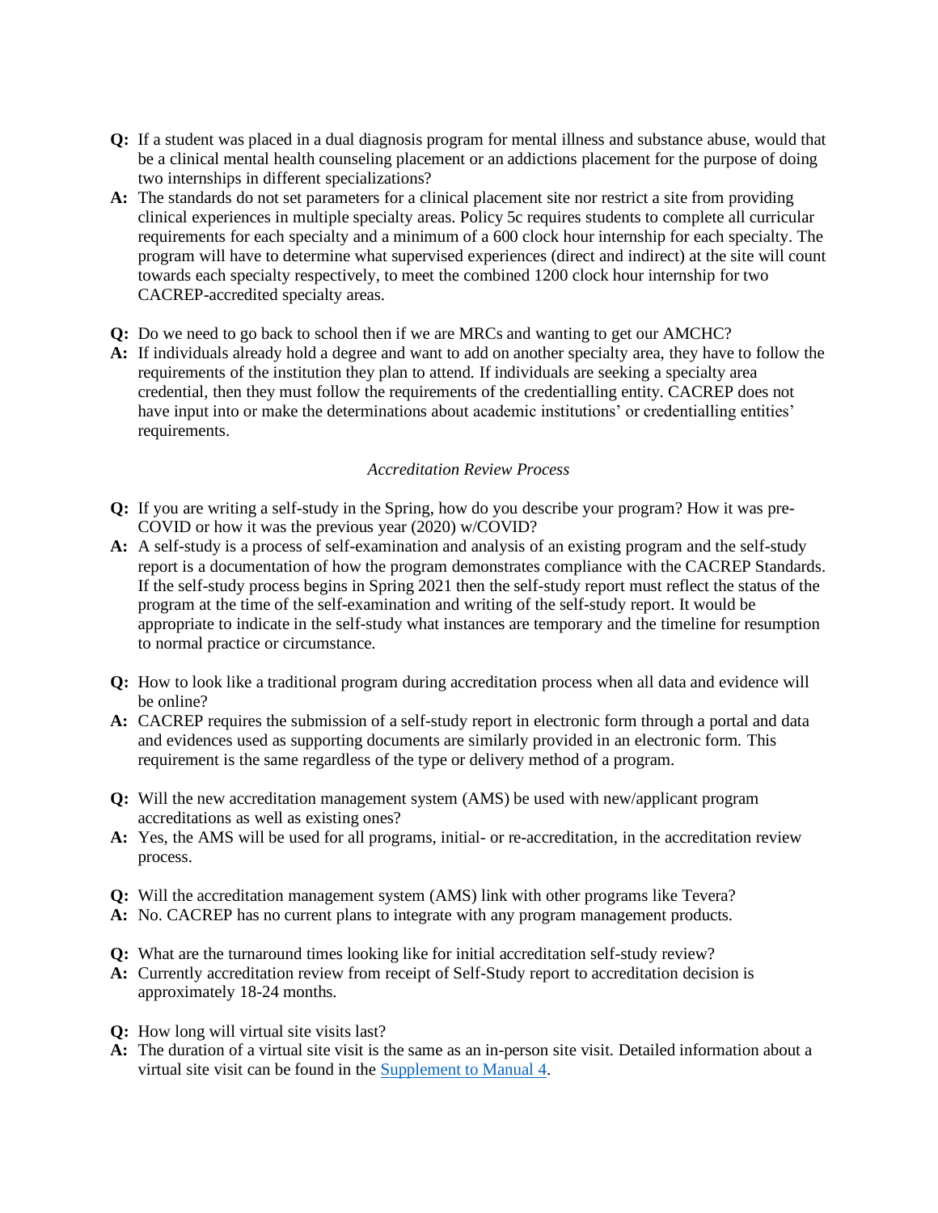**Q:** If a student was placed in a dual diagnosis program for mental illness and substance abuse, would that be a clinical mental health counseling placement or an addictions placement for the purpose of doing two internships in different specializations?

**A:** The standards do not set parameters for a clinical placement site nor restrict a site from providing clinical experiences in multiple specialty areas. Policy 5c requires students to complete all curricular requirements for each specialty and a minimum of a 600 clock hour internship for each specialty. The program will have to determine what supervised experiences (direct and indirect) at the site will count towards each specialty respectively, to meet the combined 1200 clock hour internship for two CACREP-accredited specialty areas.

**Q:** Do we need to go back to school then if we are MRCs and wanting to get our AMCHC?

**A:** If individuals already hold a degree and want to add on another specialty area, they have to follow the requirements of the institution they plan to attend. If individuals are seeking a specialty area credential, then they must follow the requirements of the credentialling entity. CACREP does not have input into or make the determinations about academic institutions' or credentialling entities' requirements.

*Accreditation Review Process*

**Q:** If you are writing a self-study in the Spring, how do you describe your program? How it was pre-COVID or how it was the previous year (2020) w/COVID?

**A:** A self-study is a process of self-examination and analysis of an existing program and the self-study report is a documentation of how the program demonstrates compliance with the CACREP Standards. If the self-study process begins in Spring 2021 then the self-study report must reflect the status of the program at the time of the self-examination and writing of the self-study report. It would be appropriate to indicate in the self-study what instances are temporary and the timeline for resumption to normal practice or circumstance.

**Q:** How to look like a traditional program during accreditation process when all data and evidence will be online?

**A:** CACREP requires the submission of a self-study report in electronic form through a portal and data and evidences used as supporting documents are similarly provided in an electronic form. This requirement is the same regardless of the type or delivery method of a program.

**Q:** Will the new accreditation management system (AMS) be used with new/applicant program accreditations as well as existing ones?

**A:** Yes, the AMS will be used for all programs, initial- or re-accreditation, in the accreditation review process.

**Q:** Will the accreditation management system (AMS) link with other programs like Tevera?

**A:** No. CACREP has no current plans to integrate with any program management products.

**Q:** What are the turnaround times looking like for initial accreditation self-study review?

**A:** Currently accreditation review from receipt of Self-Study report to accreditation decision is approximately 18-24 months.

**Q:** How long will virtual site visits last?

**A:** The duration of a virtual site visit is the same as an in-person site visit. Detailed information about a virtual site visit can be found in the Supplement to Manual 4.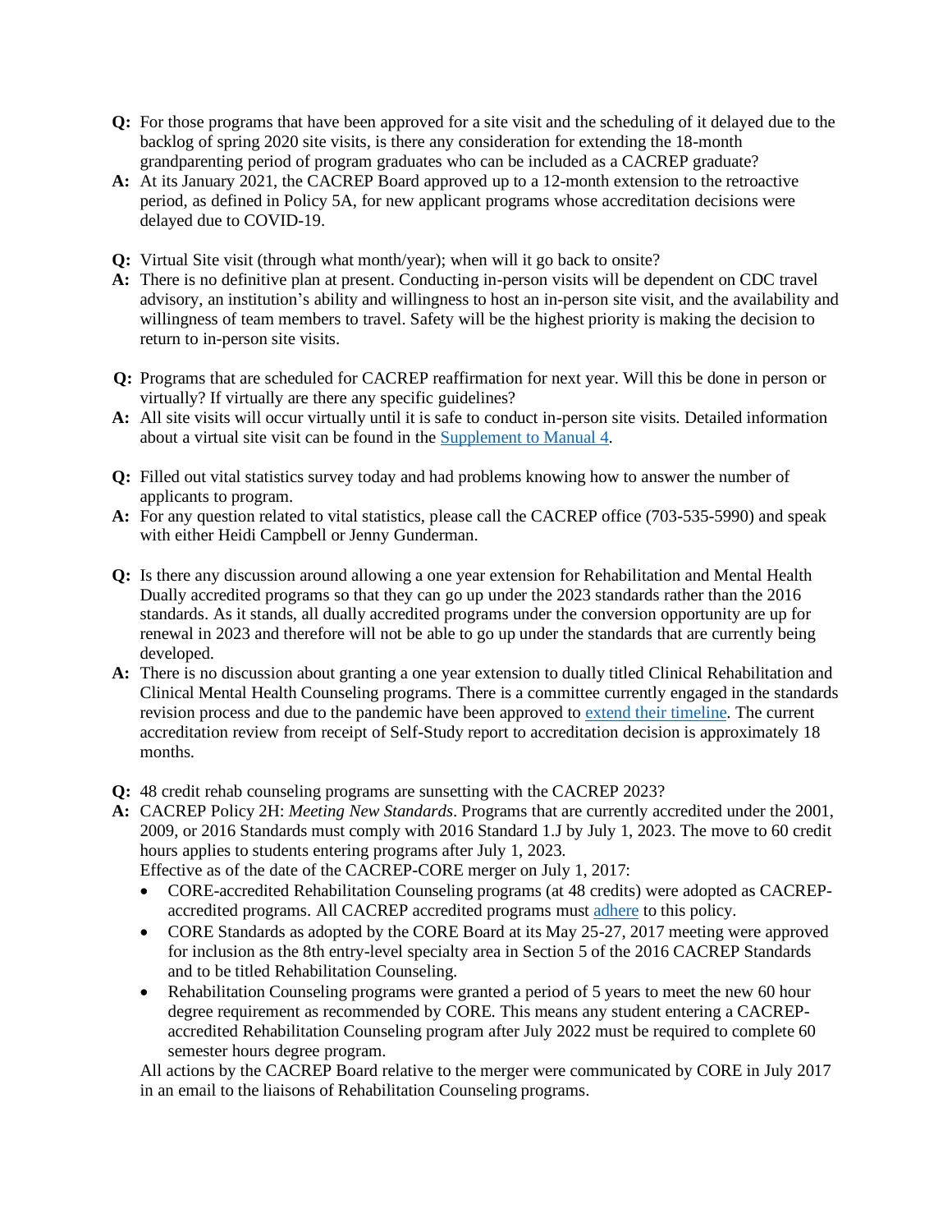**Q:** For those programs that have been approved for a site visit and the scheduling of it delayed due to the backlog of spring 2020 site visits, is there any consideration for extending the 18-month grandparenting period of program graduates who can be included as a CACREP graduate?

**A:** At its January 2021, the CACREP Board approved up to a 12-month extension to the retroactive period, as defined in Policy 5A, for new applicant programs whose accreditation decisions were delayed due to COVID-19.

**Q:** Virtual Site visit (through what month/year); when will it go back to onsite?

**A:** There is no definitive plan at present. Conducting in-person visits will be dependent on CDC travel advisory, an institution's ability and willingness to host an in-person site visit, and the availability and willingness of team members to travel. Safety will be the highest priority is making the decision to return to in-person site visits.

**Q:** Programs that are scheduled for CACREP reaffirmation for next year. Will this be done in person or virtually? If virtually are there any specific guidelines?

**A:** All site visits will occur virtually until it is safe to conduct in-person site visits. Detailed information about a virtual site visit can be found in the [Supplement to Manual 4].

**Q:** Filled out vital statistics survey today and had problems knowing how to answer the number of applicants to program.

**A:** For any question related to vital statistics, please call the CACREP office (703-535-5990) and speak with either Heidi Campbell or Jenny Gunderman.

**Q:** Is there any discussion around allowing a one year extension for Rehabilitation and Mental Health Dually accredited programs so that they can go up under the 2023 standards rather than the 2016 standards. As it stands, all dually accredited programs under the conversion opportunity are up for renewal in 2023 and therefore will not be able to go up under the standards that are currently being developed.

**A:** There is no discussion about granting a one year extension to dually titled Clinical Rehabilitation and Clinical Mental Health Counseling programs. There is a committee currently engaged in the standards revision process and due to the pandemic have been approved to [extend their timeline]. The current accreditation review from receipt of Self-Study report to accreditation decision is approximately 18 months.

**Q:** 48 credit rehab counseling programs are sunsetting with the CACREP 2023?

**A:** CACREP Policy 2H: *Meeting New Standards*. Programs that are currently accredited under the 2001, 2009, or 2016 Standards must comply with 2016 Standard 1.J by July 1, 2023. The move to 60 credit hours applies to students entering programs after July 1, 2023.

Effective as of the date of the CACREP-CORE merger on July 1, 2017:

- CORE-accredited Rehabilitation Counseling programs (at 48 credits) were adopted as CACREP-accredited programs. All CACREP accredited programs must [adhere] to this policy.
- CORE Standards as adopted by the CORE Board at its May 25-27, 2017 meeting were approved for inclusion as the 8th entry-level specialty area in Section 5 of the 2016 CACREP Standards and to be titled Rehabilitation Counseling.
- Rehabilitation Counseling programs were granted a period of 5 years to meet the new 60 hour degree requirement as recommended by CORE. This means any student entering a CACREP-accredited Rehabilitation Counseling program after July 2022 must be required to complete 60 semester hours degree program.

All actions by the CACREP Board relative to the merger were communicated by CORE in July 2017 in an email to the liaisons of Rehabilitation Counseling programs.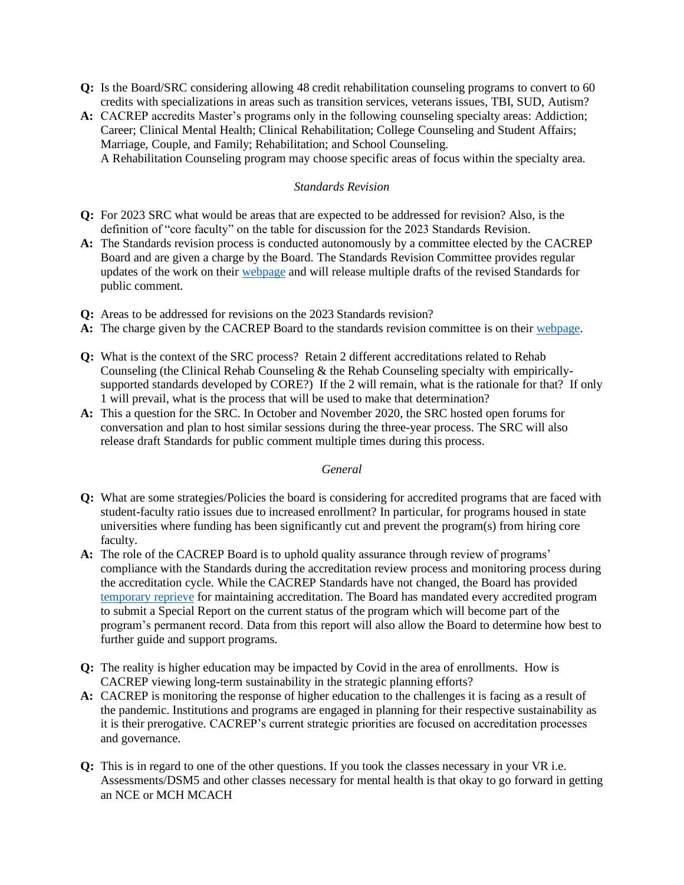**Q:** Is the Board/SRC considering allowing 48 credit rehabilitation counseling programs to convert to 60 credits with specializations in areas such as transition services, veterans issues, TBI, SUD, Autism?

**A:** CACREP accredits Master's programs only in the following counseling specialty areas: Addiction; Career; Clinical Mental Health; Clinical Rehabilitation; College Counseling and Student Affairs; Marriage, Couple, and Family; Rehabilitation; and School Counseling.
A Rehabilitation Counseling program may choose specific areas of focus within the specialty area.

*Standards Revision*

**Q:** For 2023 SRC what would be areas that are expected to be addressed for revision? Also, is the definition of "core faculty" on the table for discussion for the 2023 Standards Revision.

**A:** The Standards revision process is conducted autonomously by a committee elected by the CACREP Board and are given a charge by the Board. The Standards Revision Committee provides regular updates of the work on their [webpage]() and will release multiple drafts of the revised Standards for public comment.

**Q:** Areas to be addressed for revisions on the 2023 Standards revision?

**A:** The charge given by the CACREP Board to the standards revision committee is on their [webpage]().

**Q:** What is the context of the SRC process? Retain 2 different accreditations related to Rehab Counseling (the Clinical Rehab Counseling & the Rehab Counseling specialty with empirically-supported standards developed by CORE?) If the 2 will remain, what is the rationale for that? If only 1 will prevail, what is the process that will be used to make that determination?

**A:** This a question for the SRC. In October and November 2020, the SRC hosted open forums for conversation and plan to host similar sessions during the three-year process. The SRC will also release draft Standards for public comment multiple times during this process.

*General*

**Q:** What are some strategies/Policies the board is considering for accredited programs that are faced with student-faculty ratio issues due to increased enrollment? In particular, for programs housed in state universities where funding has been significantly cut and prevent the program(s) from hiring core faculty.

**A:** The role of the CACREP Board is to uphold quality assurance through review of programs' compliance with the Standards during the accreditation review process and monitoring process during the accreditation cycle. While the CACREP Standards have not changed, the Board has provided [temporary reprieve]() for maintaining accreditation. The Board has mandated every accredited program to submit a Special Report on the current status of the program which will become part of the program's permanent record. Data from this report will also allow the Board to determine how best to further guide and support programs.

**Q:** The reality is higher education may be impacted by Covid in the area of enrollments. How is CACREP viewing long-term sustainability in the strategic planning efforts?

**A:** CACREP is monitoring the response of higher education to the challenges it is facing as a result of the pandemic. Institutions and programs are engaged in planning for their respective sustainability as it is their prerogative. CACREP's current strategic priorities are focused on accreditation processes and governance.

**Q:** This is in regard to one of the other questions. If you took the classes necessary in your VR i.e. Assessments/DSM5 and other classes necessary for mental health is that okay to go forward in getting an NCE or MCH MCACH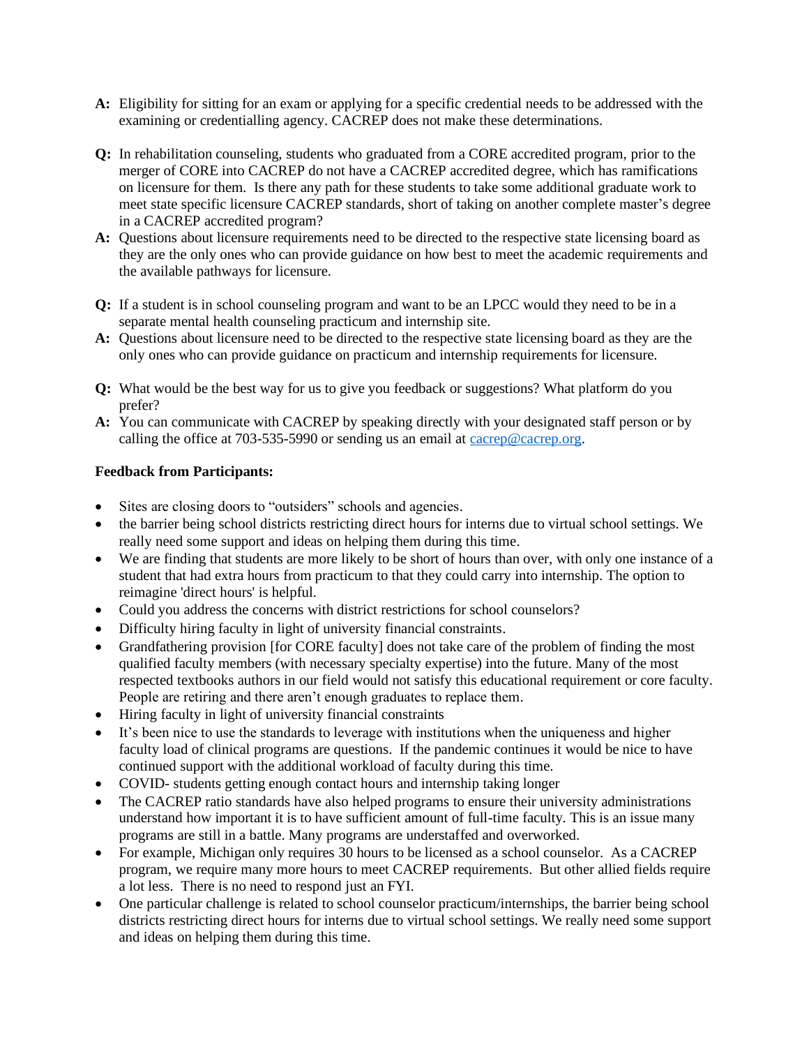**A:** Eligibility for sitting for an exam or applying for a specific credential needs to be addressed with the examining or credentialling agency. CACREP does not make these determinations.

**Q:** In rehabilitation counseling, students who graduated from a CORE accredited program, prior to the merger of CORE into CACREP do not have a CACREP accredited degree, which has ramifications on licensure for them. Is there any path for these students to take some additional graduate work to meet state specific licensure CACREP standards, short of taking on another complete master's degree in a CACREP accredited program?

**A:** Questions about licensure requirements need to be directed to the respective state licensing board as they are the only ones who can provide guidance on how best to meet the academic requirements and the available pathways for licensure.

**Q:** If a student is in school counseling program and want to be an LPCC would they need to be in a separate mental health counseling practicum and internship site.

**A:** Questions about licensure need to be directed to the respective state licensing board as they are the only ones who can provide guidance on practicum and internship requirements for licensure.

**Q:** What would be the best way for us to give you feedback or suggestions? What platform do you prefer?

**A:** You can communicate with CACREP by speaking directly with your designated staff person or by calling the office at 703-535-5990 or sending us an email at [cacrep@cacrep.org](mailto:cacrep@cacrep.org).

**Feedback from Participants:**

- Sites are closing doors to "outsiders" schools and agencies.
- the barrier being school districts restricting direct hours for interns due to virtual school settings. We really need some support and ideas on helping them during this time.
- We are finding that students are more likely to be short of hours than over, with only one instance of a student that had extra hours from practicum to that they could carry into internship. The option to reimagine 'direct hours' is helpful.
- Could you address the concerns with district restrictions for school counselors?
- Difficulty hiring faculty in light of university financial constraints.
- Grandfathering provision [for CORE faculty] does not take care of the problem of finding the most qualified faculty members (with necessary specialty expertise) into the future. Many of the most respected textbooks authors in our field would not satisfy this educational requirement or core faculty. People are retiring and there aren't enough graduates to replace them.
- Hiring faculty in light of university financial constraints
- It's been nice to use the standards to leverage with institutions when the uniqueness and higher faculty load of clinical programs are questions. If the pandemic continues it would be nice to have continued support with the additional workload of faculty during this time.
- COVID- students getting enough contact hours and internship taking longer
- The CACREP ratio standards have also helped programs to ensure their university administrations understand how important it is to have sufficient amount of full-time faculty. This is an issue many programs are still in a battle. Many programs are understaffed and overworked.
- For example, Michigan only requires 30 hours to be licensed as a school counselor. As a CACREP program, we require many more hours to meet CACREP requirements. But other allied fields require a lot less. There is no need to respond just an FYI.
- One particular challenge is related to school counselor practicum/internships, the barrier being school districts restricting direct hours for interns due to virtual school settings. We really need some support and ideas on helping them during this time.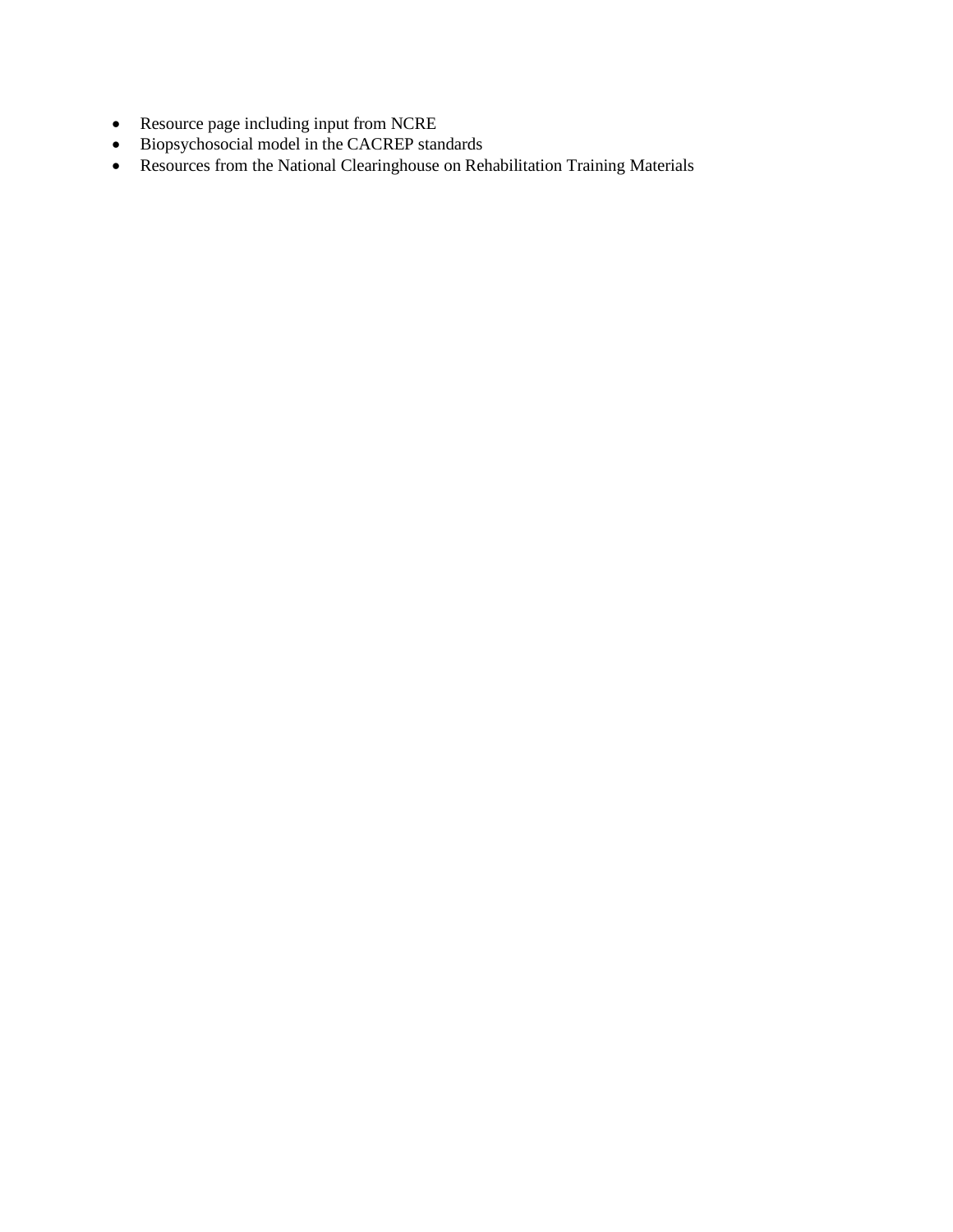- Resource page including input from NCRE
- Biopsychosocial model in the CACREP standards
- Resources from the National Clearinghouse on Rehabilitation Training Materials